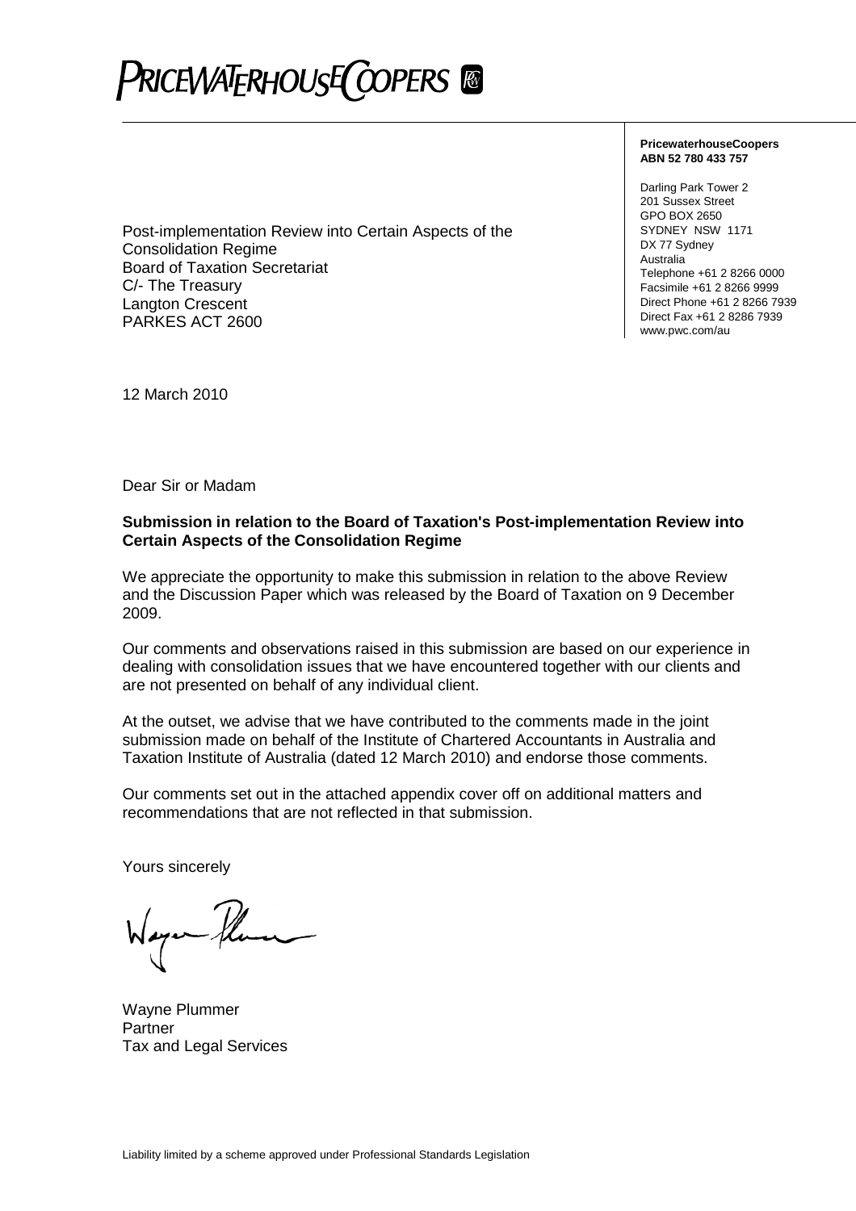PRICEWATERHOUSECOOPERS

**PricewaterhouseCoopers**
**ABN 52 780 433 757**

Darling Park Tower 2
201 Sussex Street
GPO BOX 2650
SYDNEY NSW 1171
DX 77 Sydney
Australia
Telephone +61 2 8266 0000
Facsimile +61 2 8266 9999
Direct Phone +61 2 8266 7939
Direct Fax +61 2 8286 7939
www.pwc.com/au

Post-implementation Review into Certain Aspects of the Consolidation Regime
Board of Taxation Secretariat
C/- The Treasury
Langton Crescent
PARKES ACT 2600

12 March 2010

Dear Sir or Madam

**Submission in relation to the Board of Taxation's Post-implementation Review into Certain Aspects of the Consolidation Regime**

We appreciate the opportunity to make this submission in relation to the above Review and the Discussion Paper which was released by the Board of Taxation on 9 December 2009.

Our comments and observations raised in this submission are based on our experience in dealing with consolidation issues that we have encountered together with our clients and are not presented on behalf of any individual client.

At the outset, we advise that we have contributed to the comments made in the joint submission made on behalf of the Institute of Chartered Accountants in Australia and Taxation Institute of Australia (dated 12 March 2010) and endorse those comments.

Our comments set out in the attached appendix cover off on additional matters and recommendations that are not reflected in that submission.

Yours sincerely

Wayne Plummer
Partner
Tax and Legal Services

Liability limited by a scheme approved under Professional Standards Legislation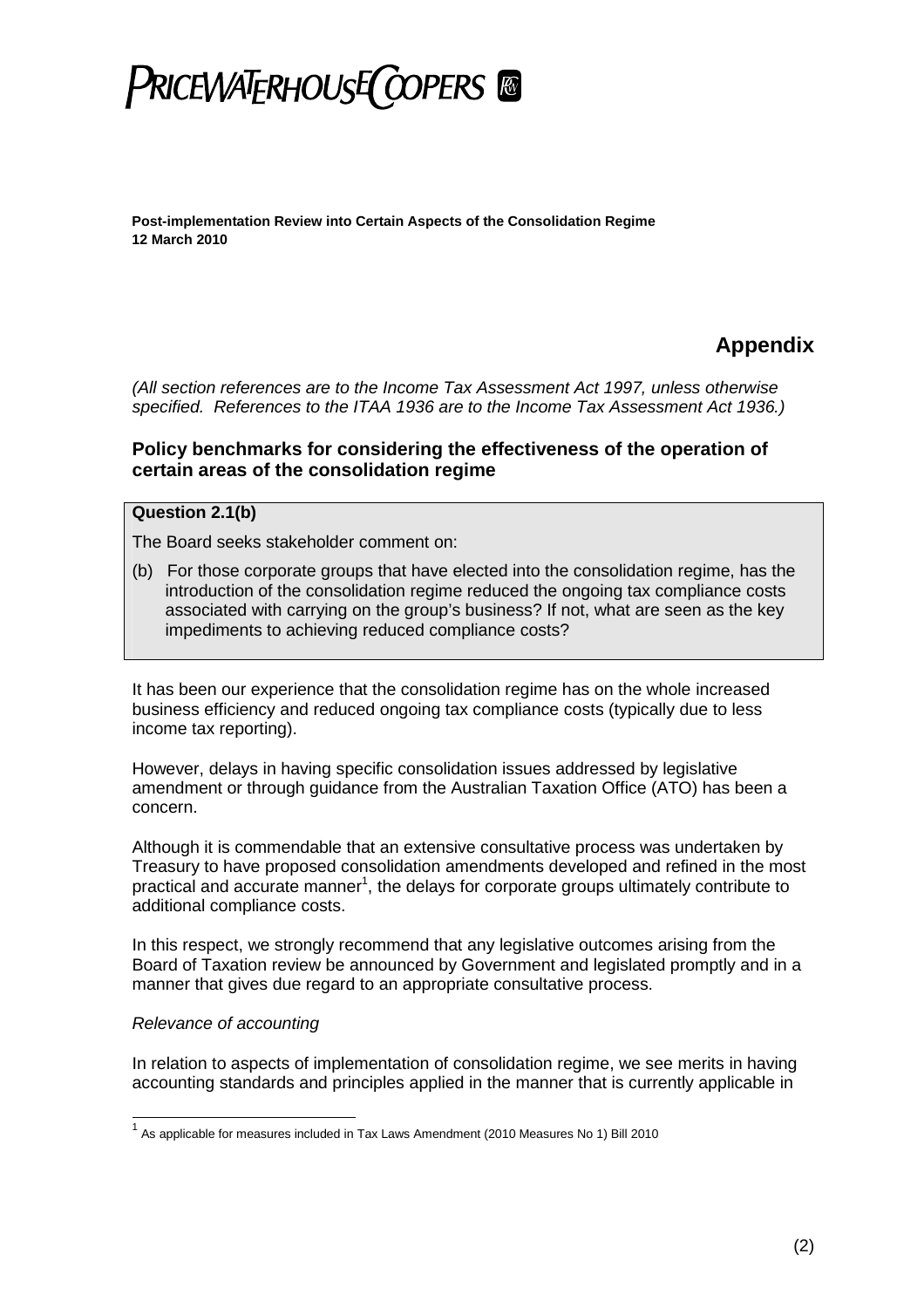# PRICEWATERHOUSECOOPERS

**Post-implementation Review into Certain Aspects of the Consolidation Regime**
**12 March 2010**

## Appendix

*(All section references are to the Income Tax Assessment Act 1997, unless otherwise specified. References to the ITAA 1936 are to the Income Tax Assessment Act 1936.)*

### Policy benchmarks for considering the effectiveness of the operation of certain areas of the consolidation regime

**Question 2.1(b)**

The Board seeks stakeholder comment on:

(b) For those corporate groups that have elected into the consolidation regime, has the introduction of the consolidation regime reduced the ongoing tax compliance costs associated with carrying on the group's business? If not, what are seen as the key impediments to achieving reduced compliance costs?

It has been our experience that the consolidation regime has on the whole increased business efficiency and reduced ongoing tax compliance costs (typically due to less income tax reporting).

However, delays in having specific consolidation issues addressed by legislative amendment or through guidance from the Australian Taxation Office (ATO) has been a concern.

Although it is commendable that an extensive consultative process was undertaken by Treasury to have proposed consolidation amendments developed and refined in the most practical and accurate manner[1], the delays for corporate groups ultimately contribute to additional compliance costs.

In this respect, we strongly recommend that any legislative outcomes arising from the Board of Taxation review be announced by Government and legislated promptly and in a manner that gives due regard to an appropriate consultative process.

*Relevance of accounting*

In relation to aspects of implementation of consolidation regime, we see merits in having accounting standards and principles applied in the manner that is currently applicable in

[1] As applicable for measures included in Tax Laws Amendment (2010 Measures No 1) Bill 2010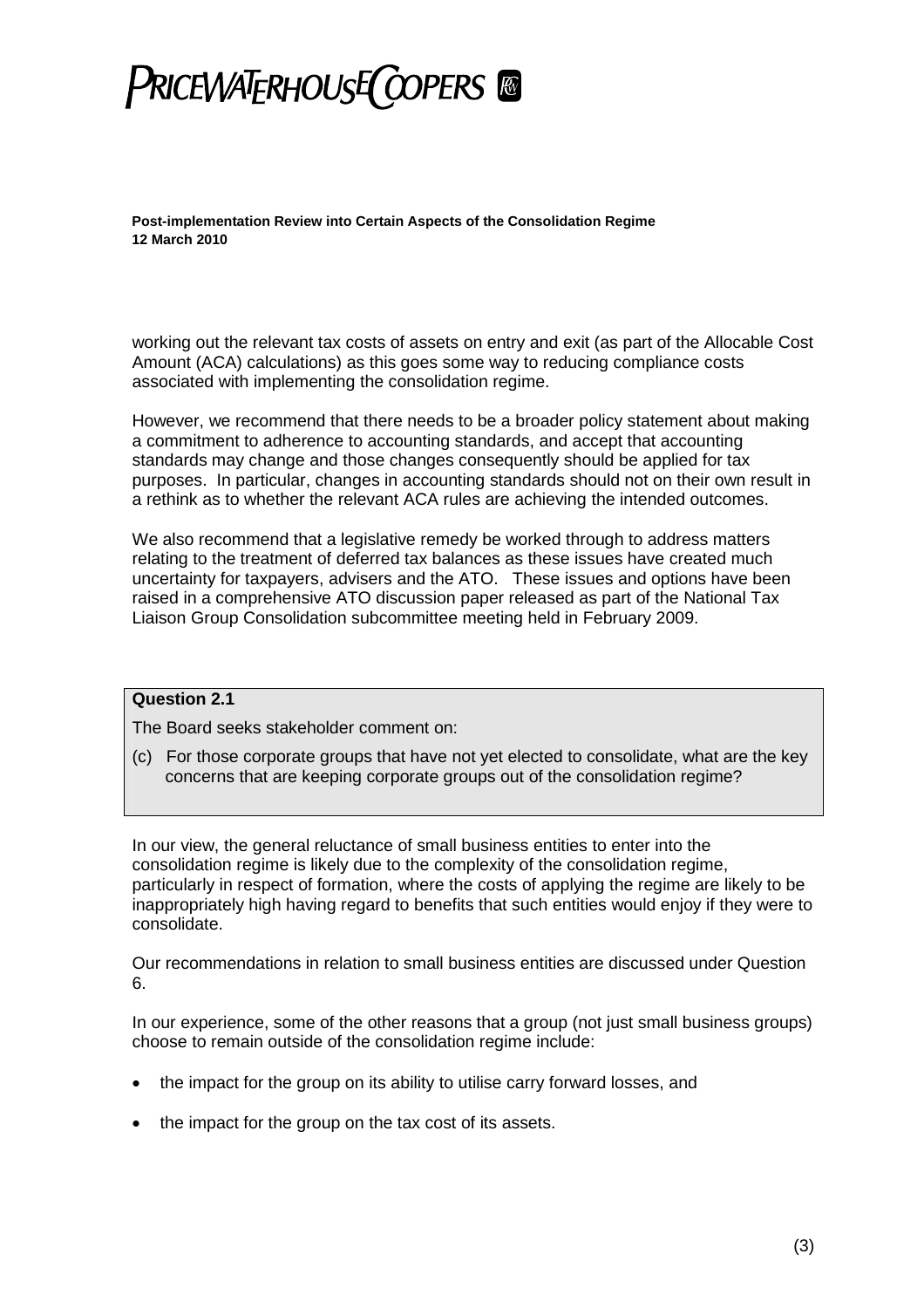working out the relevant tax costs of assets on entry and exit (as part of the Allocable Cost Amount (ACA) calculations) as this goes some way to reducing compliance costs associated with implementing the consolidation regime.

However, we recommend that there needs to be a broader policy statement about making a commitment to adherence to accounting standards, and accept that accounting standards may change and those changes consequently should be applied for tax purposes. In particular, changes in accounting standards should not on their own result in a rethink as to whether the relevant ACA rules are achieving the intended outcomes.

We also recommend that a legislative remedy be worked through to address matters relating to the treatment of deferred tax balances as these issues have created much uncertainty for taxpayers, advisers and the ATO. These issues and options have been raised in a comprehensive ATO discussion paper released as part of the National Tax Liaison Group Consolidation subcommittee meeting held in February 2009.

> **Question 2.1**
>
> The Board seeks stakeholder comment on:
>
> (c) For those corporate groups that have not yet elected to consolidate, what are the key concerns that are keeping corporate groups out of the consolidation regime?

In our view, the general reluctance of small business entities to enter into the consolidation regime is likely due to the complexity of the consolidation regime, particularly in respect of formation, where the costs of applying the regime are likely to be inappropriately high having regard to benefits that such entities would enjoy if they were to consolidate.

Our recommendations in relation to small business entities are discussed under Question 6.

In our experience, some of the other reasons that a group (not just small business groups) choose to remain outside of the consolidation regime include:

- the impact for the group on its ability to utilise carry forward losses, and
- the impact for the group on the tax cost of its assets.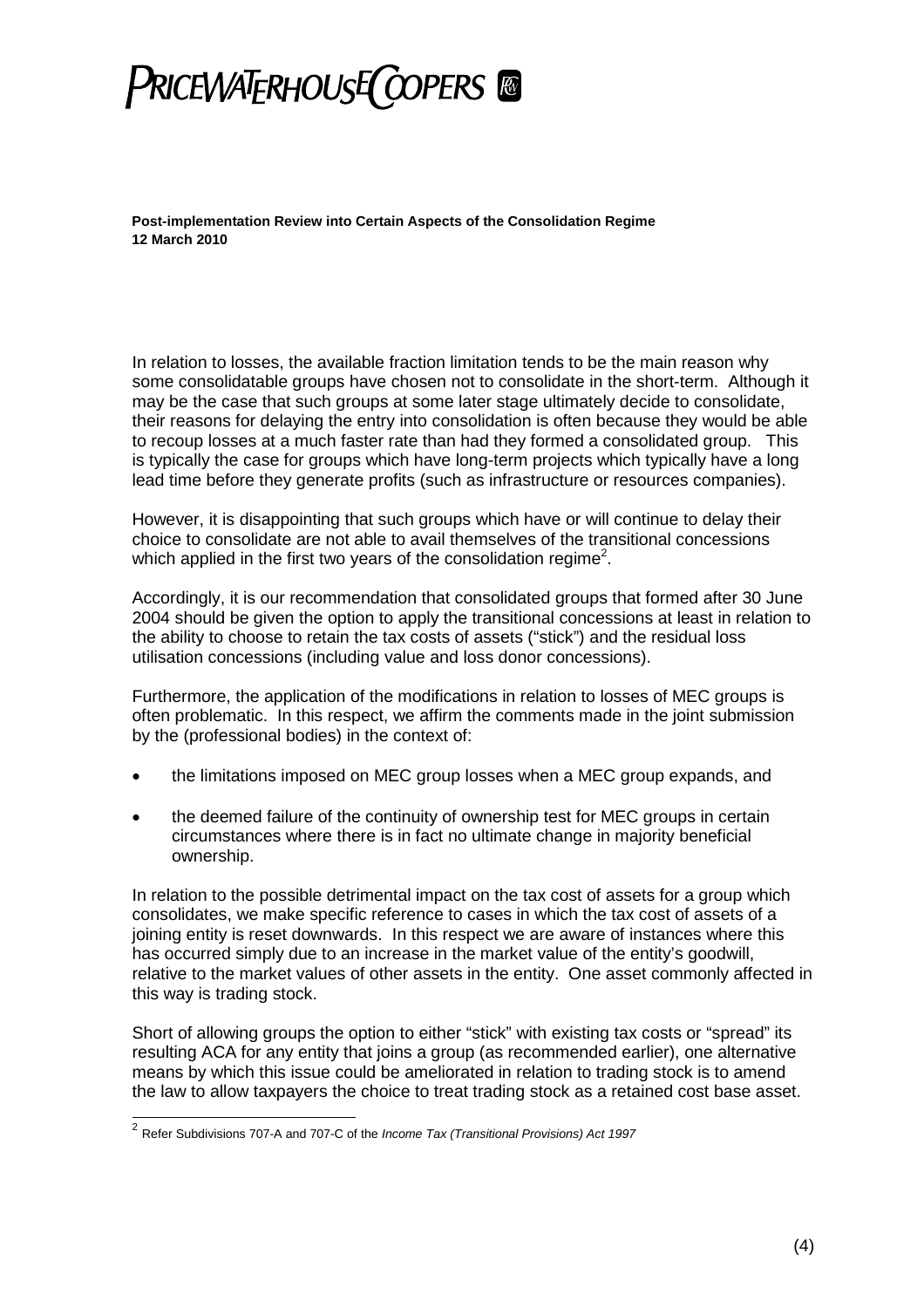**Post-implementation Review into Certain Aspects of the Consolidation Regime**
**12 March 2010**

In relation to losses, the available fraction limitation tends to be the main reason why some consolidatable groups have chosen not to consolidate in the short-term. Although it may be the case that such groups at some later stage ultimately decide to consolidate, their reasons for delaying the entry into consolidation is often because they would be able to recoup losses at a much faster rate than had they formed a consolidated group. This is typically the case for groups which have long-term projects which typically have a long lead time before they generate profits (such as infrastructure or resources companies).

However, it is disappointing that such groups which have or will continue to delay their choice to consolidate are not able to avail themselves of the transitional concessions which applied in the first two years of the consolidation regime[2].

Accordingly, it is our recommendation that consolidated groups that formed after 30 June 2004 should be given the option to apply the transitional concessions at least in relation to the ability to choose to retain the tax costs of assets ("stick") and the residual loss utilisation concessions (including value and loss donor concessions).

Furthermore, the application of the modifications in relation to losses of MEC groups is often problematic. In this respect, we affirm the comments made in the joint submission by the (professional bodies) in the context of:

- the limitations imposed on MEC group losses when a MEC group expands, and
- the deemed failure of the continuity of ownership test for MEC groups in certain circumstances where there is in fact no ultimate change in majority beneficial ownership.

In relation to the possible detrimental impact on the tax cost of assets for a group which consolidates, we make specific reference to cases in which the tax cost of assets of a joining entity is reset downwards. In this respect we are aware of instances where this has occurred simply due to an increase in the market value of the entity's goodwill, relative to the market values of other assets in the entity. One asset commonly affected in this way is trading stock.

Short of allowing groups the option to either "stick" with existing tax costs or "spread" its resulting ACA for any entity that joins a group (as recommended earlier), one alternative means by which this issue could be ameliorated in relation to trading stock is to amend the law to allow taxpayers the choice to treat trading stock as a retained cost base asset.

---

[2] Refer Subdivisions 707-A and 707-C of the *Income Tax (Transitional Provisions) Act 1997*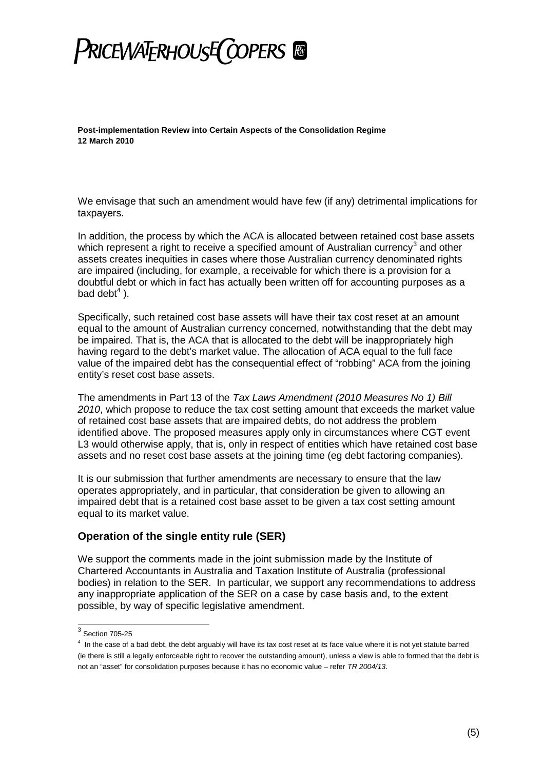We envisage that such an amendment would have few (if any) detrimental implications for taxpayers.

In addition, the process by which the ACA is allocated between retained cost base assets which represent a right to receive a specified amount of Australian currency[3] and other assets creates inequities in cases where those Australian currency denominated rights are impaired (including, for example, a receivable for which there is a provision for a doubtful debt or which in fact has actually been written off for accounting purposes as a bad debt[4] ).

Specifically, such retained cost base assets will have their tax cost reset at an amount equal to the amount of Australian currency concerned, notwithstanding that the debt may be impaired. That is, the ACA that is allocated to the debt will be inappropriately high having regard to the debt's market value. The allocation of ACA equal to the full face value of the impaired debt has the consequential effect of "robbing" ACA from the joining entity's reset cost base assets.

The amendments in Part 13 of the *Tax Laws Amendment (2010 Measures No 1) Bill 2010*, which propose to reduce the tax cost setting amount that exceeds the market value of retained cost base assets that are impaired debts, do not address the problem identified above. The proposed measures apply only in circumstances where CGT event L3 would otherwise apply, that is, only in respect of entities which have retained cost base assets and no reset cost base assets at the joining time (eg debt factoring companies).

It is our submission that further amendments are necessary to ensure that the law operates appropriately, and in particular, that consideration be given to allowing an impaired debt that is a retained cost base asset to be given a tax cost setting amount equal to its market value.

## Operation of the single entity rule (SER)

We support the comments made in the joint submission made by the Institute of Chartered Accountants in Australia and Taxation Institute of Australia (professional bodies) in relation to the SER. In particular, we support any recommendations to address any inappropriate application of the SER on a case by case basis and, to the extent possible, by way of specific legislative amendment.

---

[3] Section 705-25

[4] In the case of a bad debt, the debt arguably will have its tax cost reset at its face value where it is not yet statute barred (ie there is still a legally enforceable right to recover the outstanding amount), unless a view is able to formed that the debt is not an "asset" for consolidation purposes because it has no economic value – refer *TR 2004/13*.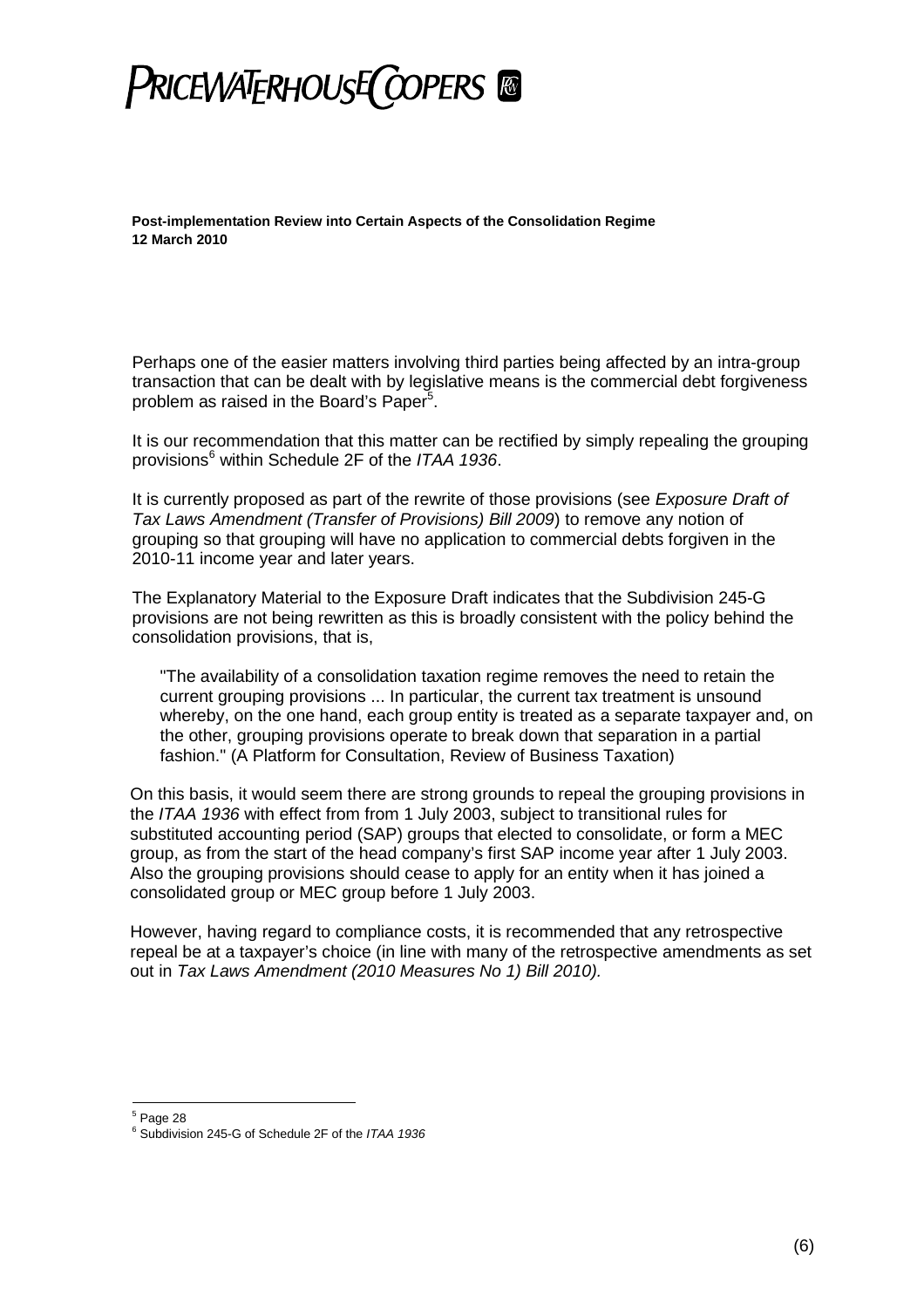Perhaps one of the easier matters involving third parties being affected by an intra-group transaction that can be dealt with by legislative means is the commercial debt forgiveness problem as raised in the Board's Paper[5].

It is our recommendation that this matter can be rectified by simply repealing the grouping provisions[6] within Schedule 2F of the *ITAA 1936*.

It is currently proposed as part of the rewrite of those provisions (see *Exposure Draft of Tax Laws Amendment (Transfer of Provisions) Bill 2009*) to remove any notion of grouping so that grouping will have no application to commercial debts forgiven in the 2010-11 income year and later years.

The Explanatory Material to the Exposure Draft indicates that the Subdivision 245-G provisions are not being rewritten as this is broadly consistent with the policy behind the consolidation provisions, that is,

> "The availability of a consolidation taxation regime removes the need to retain the current grouping provisions ... In particular, the current tax treatment is unsound whereby, on the one hand, each group entity is treated as a separate taxpayer and, on the other, grouping provisions operate to break down that separation in a partial fashion." (A Platform for Consultation, Review of Business Taxation)

On this basis, it would seem there are strong grounds to repeal the grouping provisions in the *ITAA 1936* with effect from from 1 July 2003, subject to transitional rules for substituted accounting period (SAP) groups that elected to consolidate, or form a MEC group, as from the start of the head company's first SAP income year after 1 July 2003. Also the grouping provisions should cease to apply for an entity when it has joined a consolidated group or MEC group before 1 July 2003.

However, having regard to compliance costs, it is recommended that any retrospective repeal be at a taxpayer's choice (in line with many of the retrospective amendments as set out in *Tax Laws Amendment (2010 Measures No 1) Bill 2010).*

---

[5] Page 28

[6] Subdivision 245-G of Schedule 2F of the *ITAA 1936*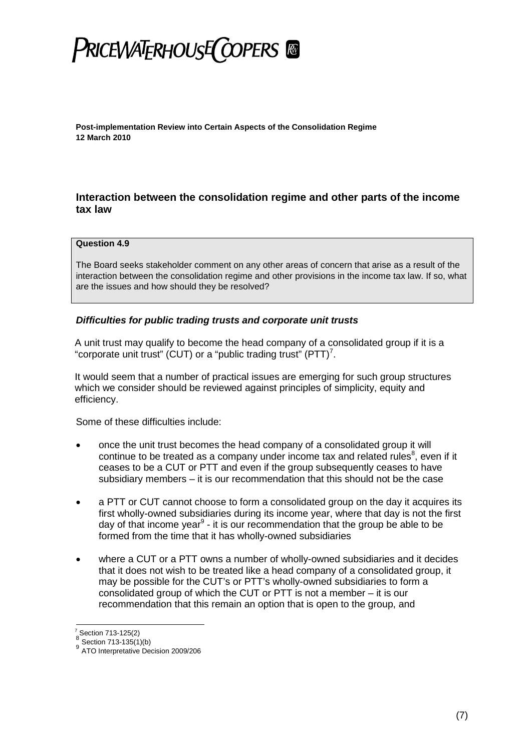**Post-implementation Review into Certain Aspects of the Consolidation Regime**
**12 March 2010**

## Interaction between the consolidation regime and other parts of the income tax law

> **Question 4.9**
>
> The Board seeks stakeholder comment on any other areas of concern that arise as a result of the interaction between the consolidation regime and other provisions in the income tax law. If so, what are the issues and how should they be resolved?

### *Difficulties for public trading trusts and corporate unit trusts*

A unit trust may qualify to become the head company of a consolidated group if it is a "corporate unit trust" (CUT) or a "public trading trust" (PTT)[7].

It would seem that a number of practical issues are emerging for such group structures which we consider should be reviewed against principles of simplicity, equity and efficiency.

Some of these difficulties include:

- once the unit trust becomes the head company of a consolidated group it will continue to be treated as a company under income tax and related rules[8], even if it ceases to be a CUT or PTT and even if the group subsequently ceases to have subsidiary members – it is our recommendation that this should not be the case
- a PTT or CUT cannot choose to form a consolidated group on the day it acquires its first wholly-owned subsidiaries during its income year, where that day is not the first day of that income year[9] - it is our recommendation that the group be able to be formed from the time that it has wholly-owned subsidiaries
- where a CUT or a PTT owns a number of wholly-owned subsidiaries and it decides that it does not wish to be treated like a head company of a consolidated group, it may be possible for the CUT's or PTT's wholly-owned subsidiaries to form a consolidated group of which the CUT or PTT is not a member – it is our recommendation that this remain an option that is open to the group, and

[7] Section 713-125(2)
[8] Section 713-135(1)(b)
[9] ATO Interpretative Decision 2009/206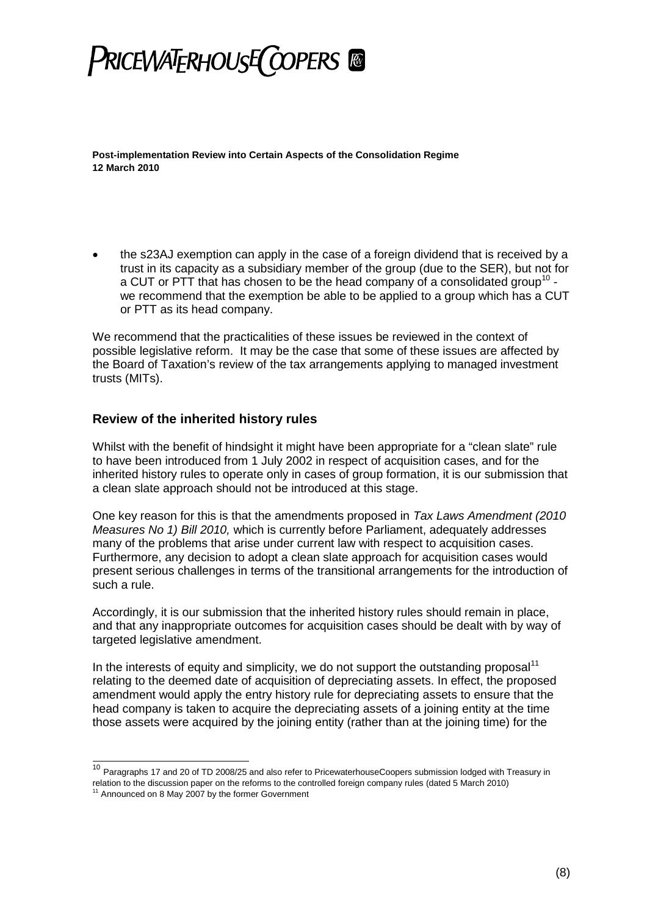- the s23AJ exemption can apply in the case of a foreign dividend that is received by a trust in its capacity as a subsidiary member of the group (due to the SER), but not for a CUT or PTT that has chosen to be the head company of a consolidated group[10] - we recommend that the exemption be able to be applied to a group which has a CUT or PTT as its head company.

We recommend that the practicalities of these issues be reviewed in the context of possible legislative reform. It may be the case that some of these issues are affected by the Board of Taxation's review of the tax arrangements applying to managed investment trusts (MITs).

## Review of the inherited history rules

Whilst with the benefit of hindsight it might have been appropriate for a "clean slate" rule to have been introduced from 1 July 2002 in respect of acquisition cases, and for the inherited history rules to operate only in cases of group formation, it is our submission that a clean slate approach should not be introduced at this stage.

One key reason for this is that the amendments proposed in *Tax Laws Amendment (2010 Measures No 1) Bill 2010,* which is currently before Parliament, adequately addresses many of the problems that arise under current law with respect to acquisition cases. Furthermore, any decision to adopt a clean slate approach for acquisition cases would present serious challenges in terms of the transitional arrangements for the introduction of such a rule.

Accordingly, it is our submission that the inherited history rules should remain in place, and that any inappropriate outcomes for acquisition cases should be dealt with by way of targeted legislative amendment.

In the interests of equity and simplicity, we do not support the outstanding proposal[11] relating to the deemed date of acquisition of depreciating assets. In effect, the proposed amendment would apply the entry history rule for depreciating assets to ensure that the head company is taken to acquire the depreciating assets of a joining entity at the time those assets were acquired by the joining entity (rather than at the joining time) for the

---

[10] Paragraphs 17 and 20 of TD 2008/25 and also refer to PricewaterhouseCoopers submission lodged with Treasury in relation to the discussion paper on the reforms to the controlled foreign company rules (dated 5 March 2010)

[11] Announced on 8 May 2007 by the former Government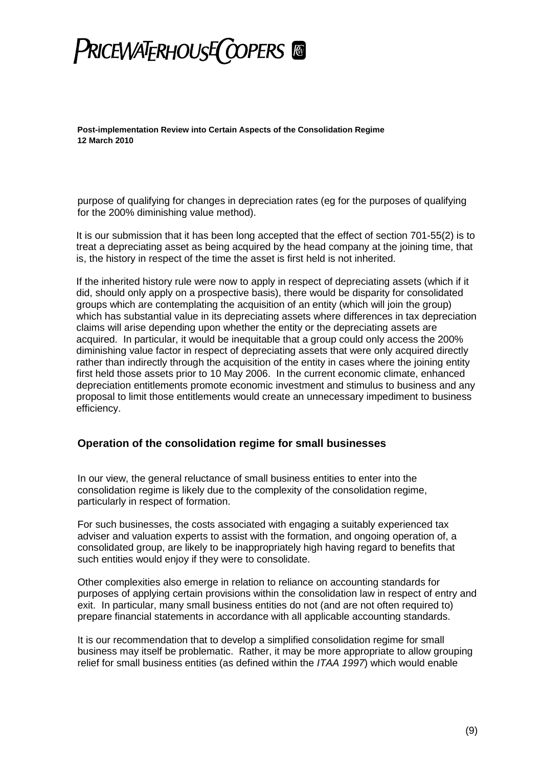purpose of qualifying for changes in depreciation rates (eg for the purposes of qualifying for the 200% diminishing value method).

It is our submission that it has been long accepted that the effect of section 701-55(2) is to treat a depreciating asset as being acquired by the head company at the joining time, that is, the history in respect of the time the asset is first held is not inherited.

If the inherited history rule were now to apply in respect of depreciating assets (which if it did, should only apply on a prospective basis), there would be disparity for consolidated groups which are contemplating the acquisition of an entity (which will join the group) which has substantial value in its depreciating assets where differences in tax depreciation claims will arise depending upon whether the entity or the depreciating assets are acquired. In particular, it would be inequitable that a group could only access the 200% diminishing value factor in respect of depreciating assets that were only acquired directly rather than indirectly through the acquisition of the entity in cases where the joining entity first held those assets prior to 10 May 2006. In the current economic climate, enhanced depreciation entitlements promote economic investment and stimulus to business and any proposal to limit those entitlements would create an unnecessary impediment to business efficiency.

## Operation of the consolidation regime for small businesses

In our view, the general reluctance of small business entities to enter into the consolidation regime is likely due to the complexity of the consolidation regime, particularly in respect of formation.

For such businesses, the costs associated with engaging a suitably experienced tax adviser and valuation experts to assist with the formation, and ongoing operation of, a consolidated group, are likely to be inappropriately high having regard to benefits that such entities would enjoy if they were to consolidate.

Other complexities also emerge in relation to reliance on accounting standards for purposes of applying certain provisions within the consolidation law in respect of entry and exit. In particular, many small business entities do not (and are not often required to) prepare financial statements in accordance with all applicable accounting standards.

It is our recommendation that to develop a simplified consolidation regime for small business may itself be problematic. Rather, it may be more appropriate to allow grouping relief for small business entities (as defined within the *ITAA 1997*) which would enable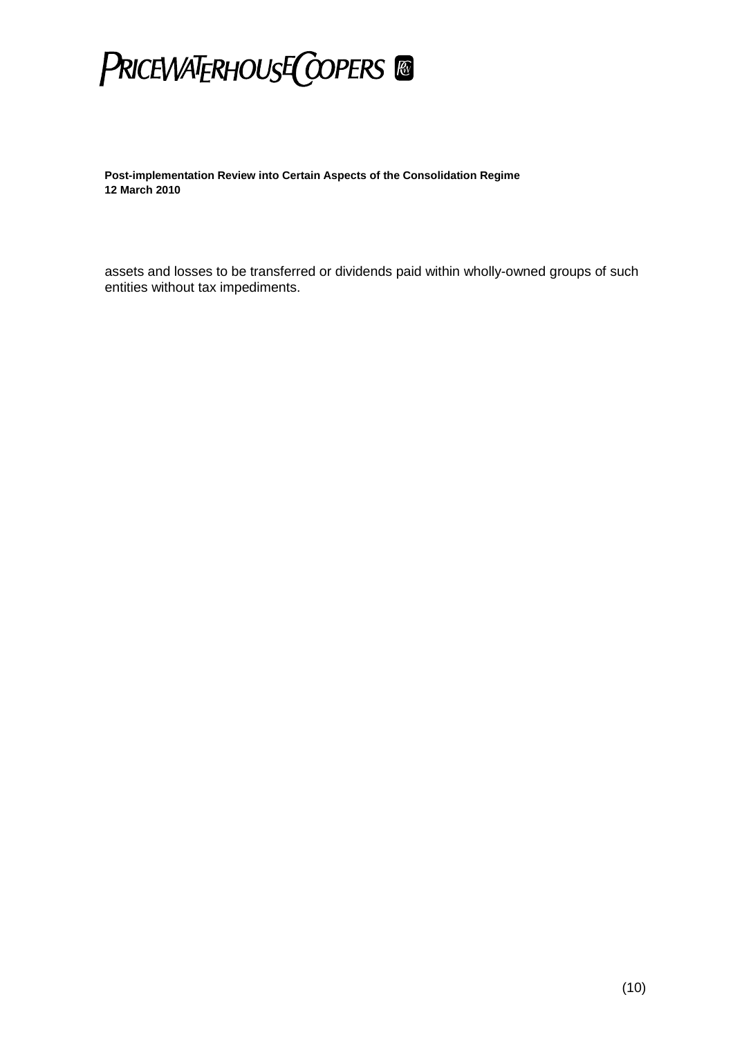assets and losses to be transferred or dividends paid within wholly-owned groups of such entities without tax impediments.